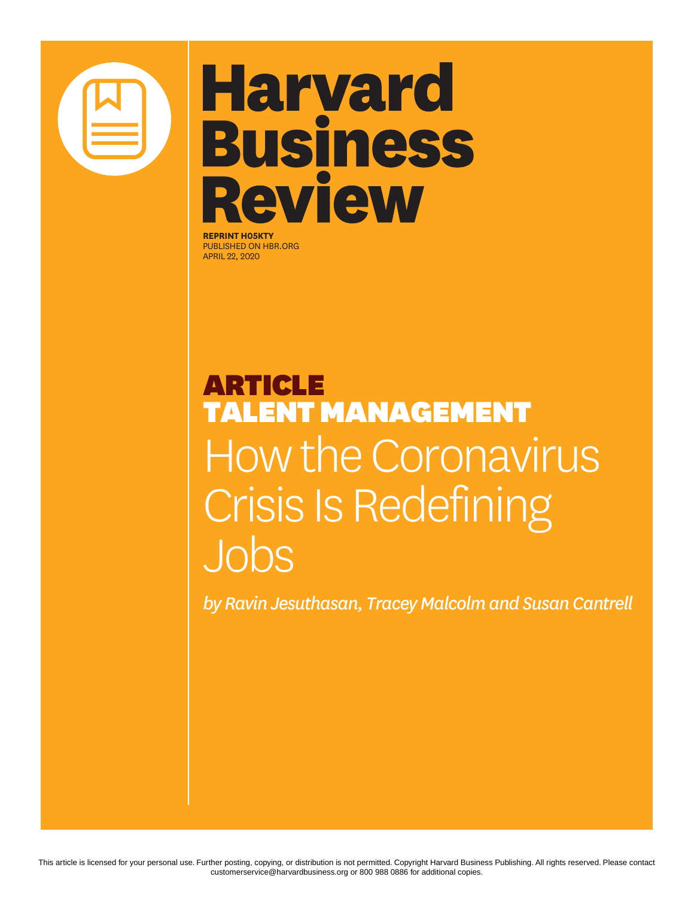# Harvard Business Review

**REPRINT H05KTY**
PUBLISHED ON HBR.ORG
APRIL 22, 2020

**ARTICLE**
**TALENT MANAGEMENT**

# How the Coronavirus Crisis Is Redefining Jobs

*by Ravin Jesuthasan, Tracey Malcolm and Susan Cantrell*

This article is licensed for your personal use. Further posting, copying, or distribution is not permitted. Copyright Harvard Business Publishing. All rights reserved. Please contact customerservice@harvardbusiness.org or 800 988 0886 for additional copies.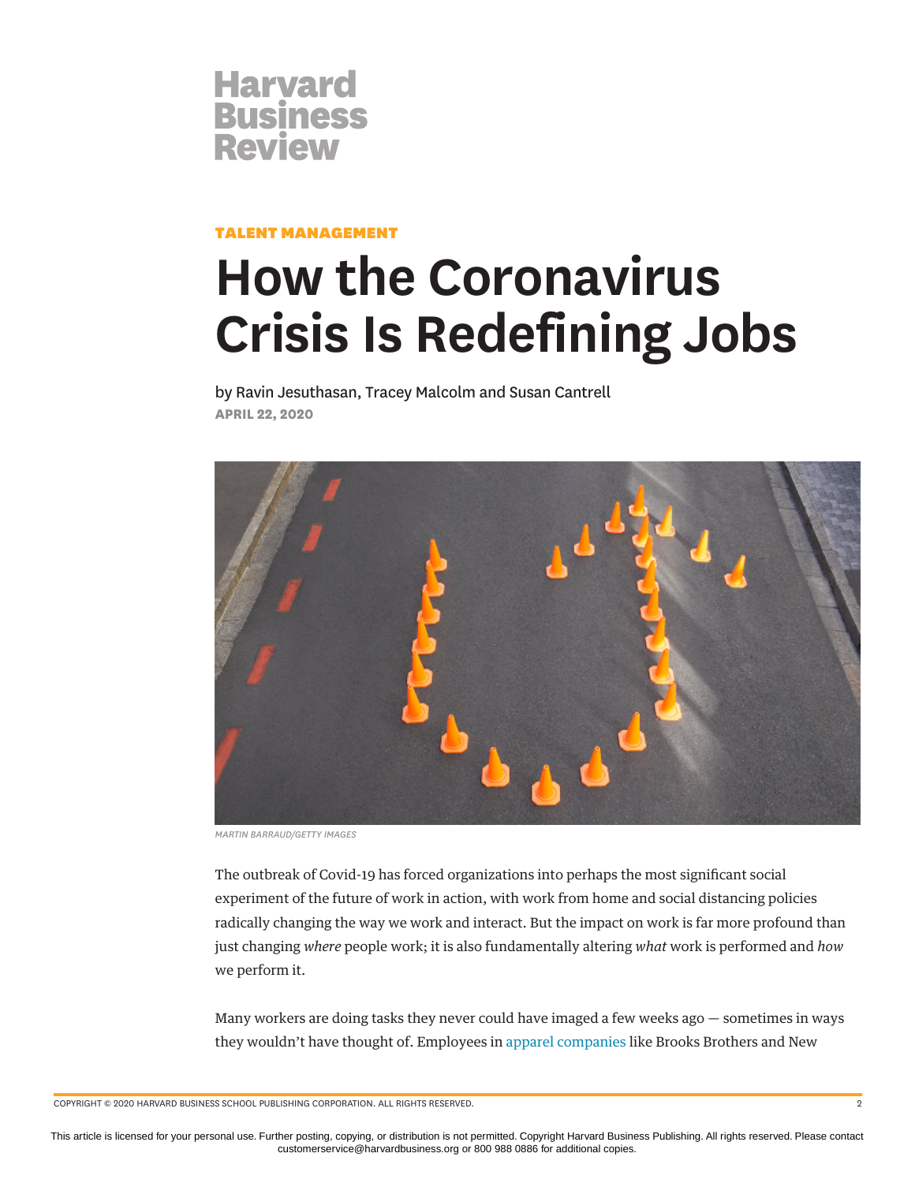Harvard Business Review

**TALENT MANAGEMENT**

# How the Coronavirus Crisis Is Redefining Jobs

by Ravin Jesuthasan, Tracey Malcolm and Susan Cantrell

**APRIL 22, 2020**

MARTIN BARRAUD/GETTY IMAGES

The outbreak of Covid-19 has forced organizations into perhaps the most significant social experiment of the future of work in action, with work from home and social distancing policies radically changing the way we work and interact. But the impact on work is far more profound than just changing *where* people work; it is also fundamentally altering *what* work is performed and *how* we perform it.

Many workers are doing tasks they never could have imaged a few weeks ago — sometimes in ways they wouldn't have thought of. Employees in apparel companies like Brooks Brothers and New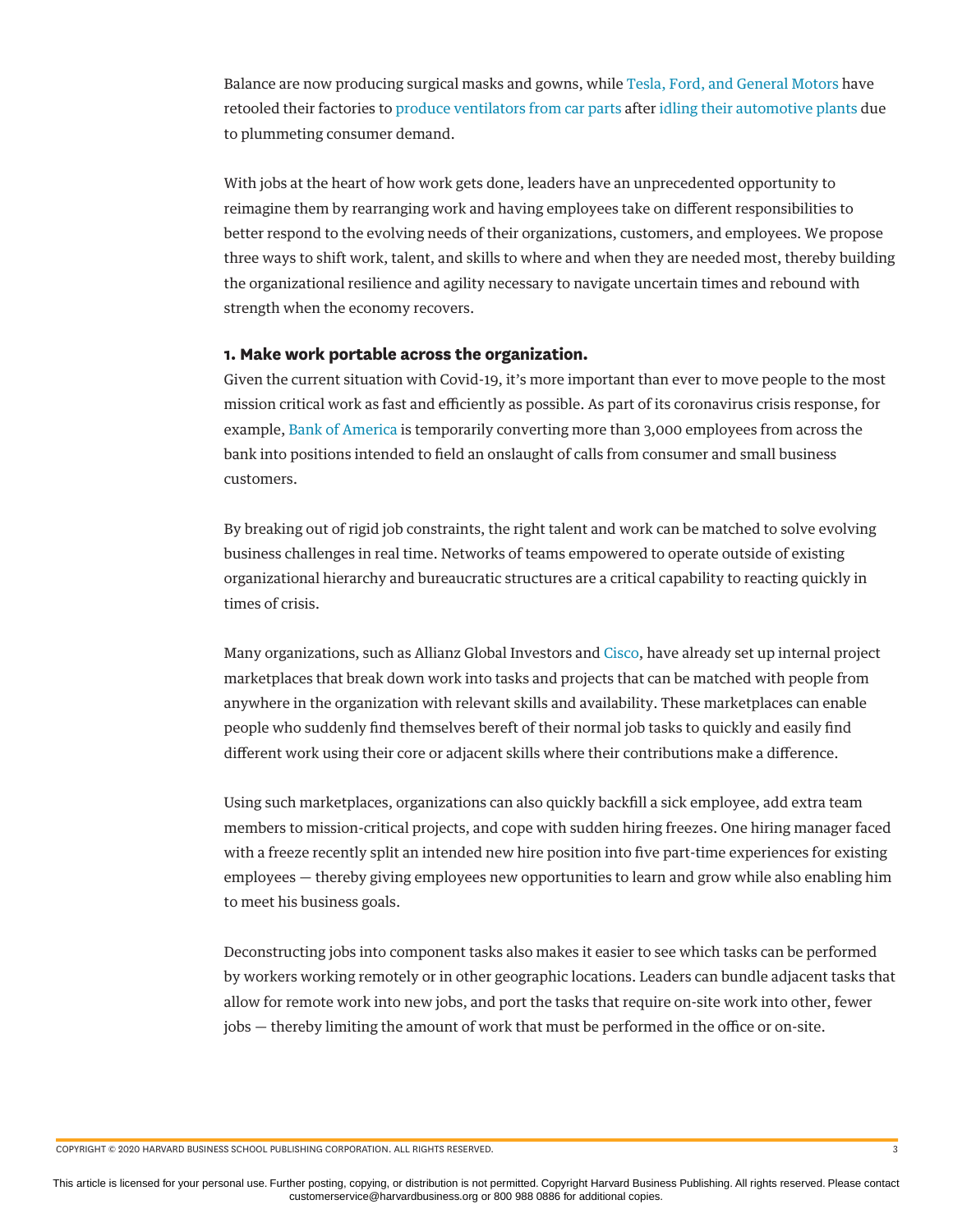Balance are now producing surgical masks and gowns, while Tesla, Ford, and General Motors have retooled their factories to produce ventilators from car parts after idling their automotive plants due to plummeting consumer demand.

With jobs at the heart of how work gets done, leaders have an unprecedented opportunity to reimagine them by rearranging work and having employees take on different responsibilities to better respond to the evolving needs of their organizations, customers, and employees. We propose three ways to shift work, talent, and skills to where and when they are needed most, thereby building the organizational resilience and agility necessary to navigate uncertain times and rebound with strength when the economy recovers.

**1. Make work portable across the organization.**
Given the current situation with Covid-19, it's more important than ever to move people to the most mission critical work as fast and efficiently as possible. As part of its coronavirus crisis response, for example, Bank of America is temporarily converting more than 3,000 employees from across the bank into positions intended to field an onslaught of calls from consumer and small business customers.

By breaking out of rigid job constraints, the right talent and work can be matched to solve evolving business challenges in real time. Networks of teams empowered to operate outside of existing organizational hierarchy and bureaucratic structures are a critical capability to reacting quickly in times of crisis.

Many organizations, such as Allianz Global Investors and Cisco, have already set up internal project marketplaces that break down work into tasks and projects that can be matched with people from anywhere in the organization with relevant skills and availability. These marketplaces can enable people who suddenly find themselves bereft of their normal job tasks to quickly and easily find different work using their core or adjacent skills where their contributions make a difference.

Using such marketplaces, organizations can also quickly backfill a sick employee, add extra team members to mission-critical projects, and cope with sudden hiring freezes. One hiring manager faced with a freeze recently split an intended new hire position into five part-time experiences for existing employees — thereby giving employees new opportunities to learn and grow while also enabling him to meet his business goals.

Deconstructing jobs into component tasks also makes it easier to see which tasks can be performed by workers working remotely or in other geographic locations. Leaders can bundle adjacent tasks that allow for remote work into new jobs, and port the tasks that require on-site work into other, fewer jobs — thereby limiting the amount of work that must be performed in the office or on-site.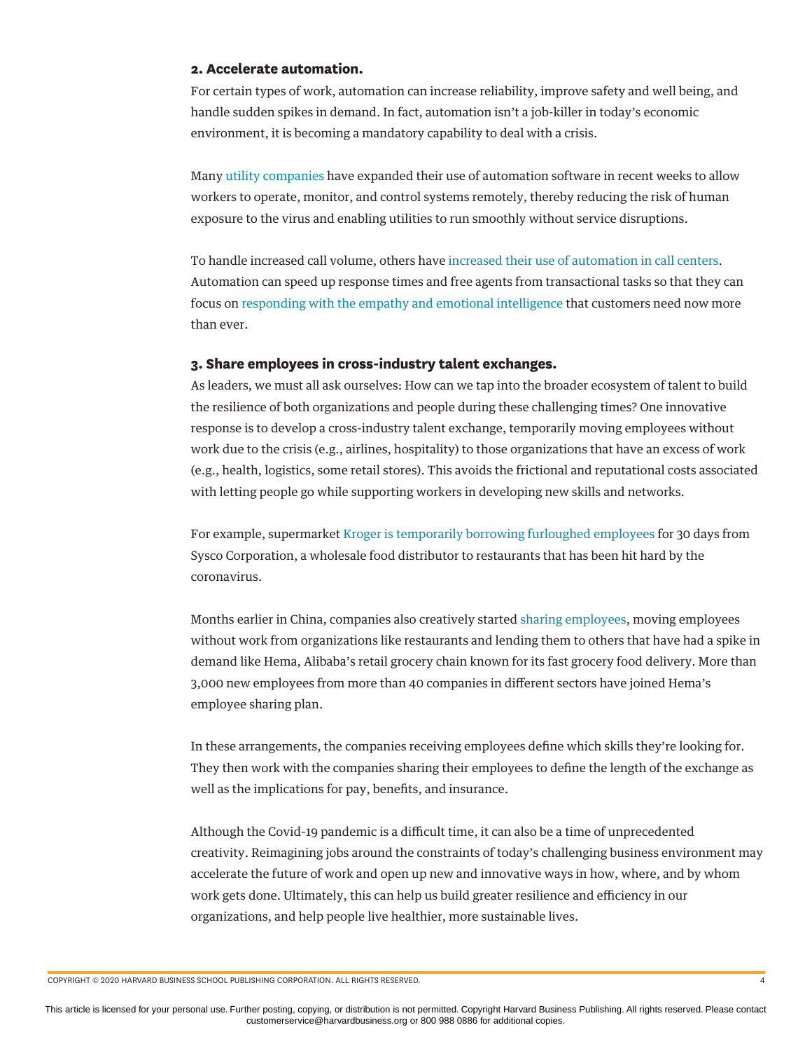**2. Accelerate automation.**

For certain types of work, automation can increase reliability, improve safety and well being, and handle sudden spikes in demand. In fact, automation isn't a job-killer in today's economic environment, it is becoming a mandatory capability to deal with a crisis.

Many utility companies have expanded their use of automation software in recent weeks to allow workers to operate, monitor, and control systems remotely, thereby reducing the risk of human exposure to the virus and enabling utilities to run smoothly without service disruptions.

To handle increased call volume, others have increased their use of automation in call centers. Automation can speed up response times and free agents from transactional tasks so that they can focus on responding with the empathy and emotional intelligence that customers need now more than ever.

**3. Share employees in cross-industry talent exchanges.**

As leaders, we must all ask ourselves: How can we tap into the broader ecosystem of talent to build the resilience of both organizations and people during these challenging times? One innovative response is to develop a cross-industry talent exchange, temporarily moving employees without work due to the crisis (e.g., airlines, hospitality) to those organizations that have an excess of work (e.g., health, logistics, some retail stores). This avoids the frictional and reputational costs associated with letting people go while supporting workers in developing new skills and networks.

For example, supermarket Kroger is temporarily borrowing furloughed employees for 30 days from Sysco Corporation, a wholesale food distributor to restaurants that has been hit hard by the coronavirus.

Months earlier in China, companies also creatively started sharing employees, moving employees without work from organizations like restaurants and lending them to others that have had a spike in demand like Hema, Alibaba's retail grocery chain known for its fast grocery food delivery. More than 3,000 new employees from more than 40 companies in different sectors have joined Hema's employee sharing plan.

In these arrangements, the companies receiving employees define which skills they're looking for. They then work with the companies sharing their employees to define the length of the exchange as well as the implications for pay, benefits, and insurance.

Although the Covid-19 pandemic is a difficult time, it can also be a time of unprecedented creativity. Reimagining jobs around the constraints of today's challenging business environment may accelerate the future of work and open up new and innovative ways in how, where, and by whom work gets done. Ultimately, this can help us build greater resilience and efficiency in our organizations, and help people live healthier, more sustainable lives.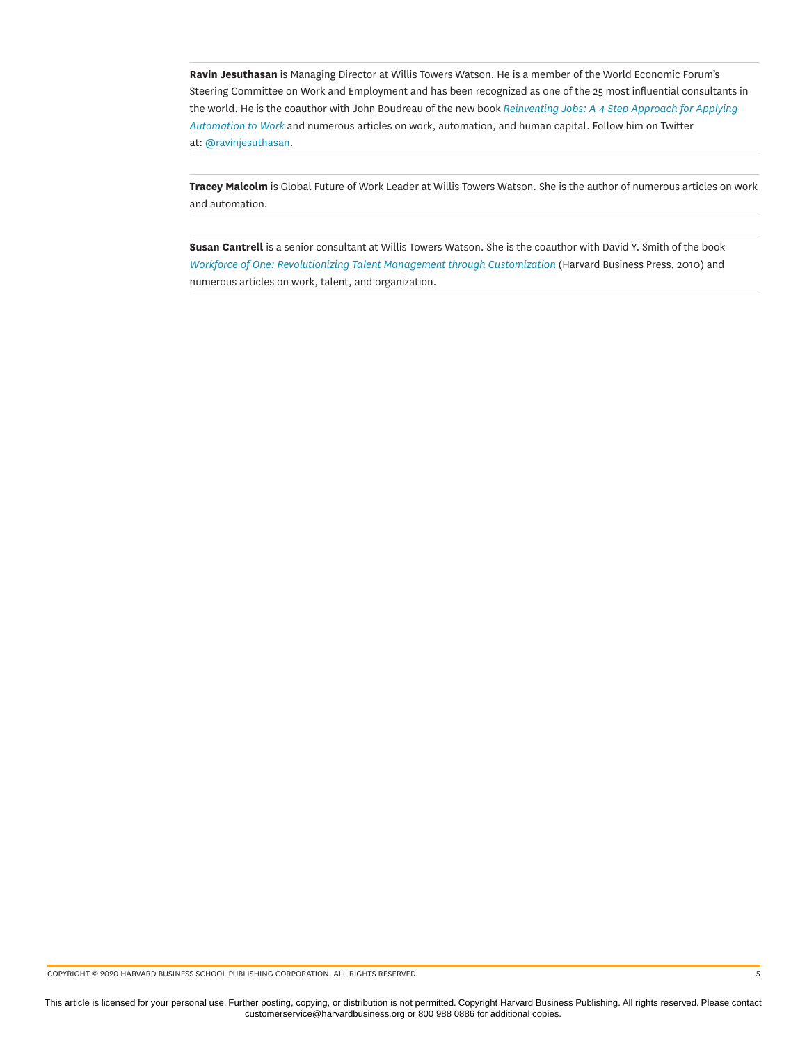**Ravin Jesuthasan** is Managing Director at Willis Towers Watson. He is a member of the World Economic Forum's Steering Committee on Work and Employment and has been recognized as one of the 25 most influential consultants in the world. He is the coauthor with John Boudreau of the new book *Reinventing Jobs: A 4 Step Approach for Applying Automation to Work* and numerous articles on work, automation, and human capital. Follow him on Twitter at: @ravinjesuthasan.

**Tracey Malcolm** is Global Future of Work Leader at Willis Towers Watson. She is the author of numerous articles on work and automation.

**Susan Cantrell** is a senior consultant at Willis Towers Watson. She is the coauthor with David Y. Smith of the book *Workforce of One: Revolutionizing Talent Management through Customization* (Harvard Business Press, 2010) and numerous articles on work, talent, and organization.

COPYRIGHT © 2020 HARVARD BUSINESS SCHOOL PUBLISHING CORPORATION. ALL RIGHTS RESERVED.

This article is licensed for your personal use. Further posting, copying, or distribution is not permitted. Copyright Harvard Business Publishing. All rights reserved. Please contact customerservice@harvardbusiness.org or 800 988 0886 for additional copies.